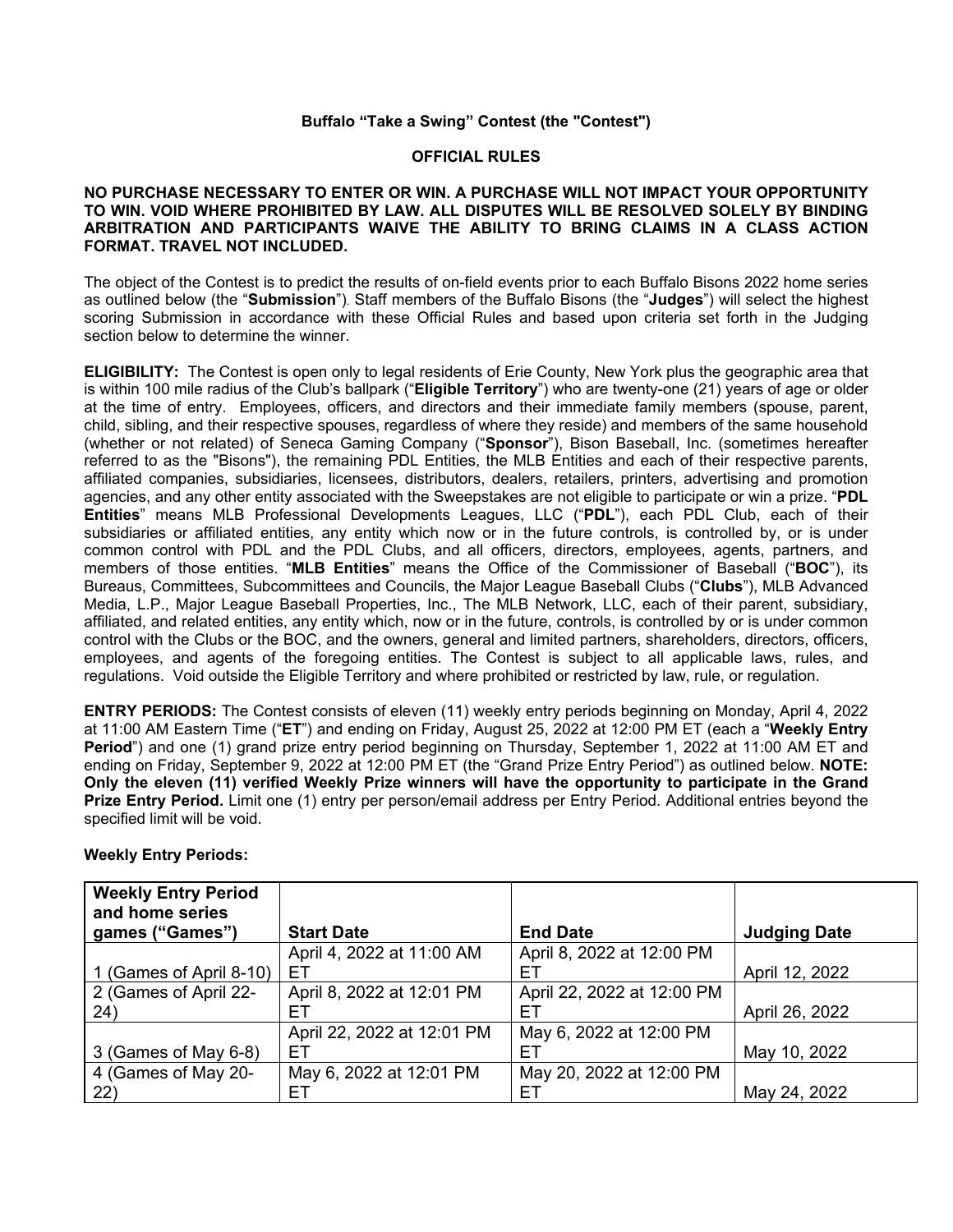**Buffalo "Take a Swing" Contest (the "Contest")**

**OFFICIAL RULES**

**NO PURCHASE NECESSARY TO ENTER OR WIN. A PURCHASE WILL NOT IMPACT YOUR OPPORTUNITY TO WIN. VOID WHERE PROHIBITED BY LAW. ALL DISPUTES WILL BE RESOLVED SOLELY BY BINDING ARBITRATION AND PARTICIPANTS WAIVE THE ABILITY TO BRING CLAIMS IN A CLASS ACTION FORMAT. TRAVEL NOT INCLUDED.**

The object of the Contest is to predict the results of on-field events prior to each Buffalo Bisons 2022 home series as outlined below (the "**Submission**"). Staff members of the Buffalo Bisons (the "**Judges**") will select the highest scoring Submission in accordance with these Official Rules and based upon criteria set forth in the Judging section below to determine the winner.

**ELIGIBILITY:** The Contest is open only to legal residents of Erie County, New York plus the geographic area that is within 100 mile radius of the Club's ballpark ("**Eligible Territory**") who are twenty-one (21) years of age or older at the time of entry. Employees, officers, and directors and their immediate family members (spouse, parent, child, sibling, and their respective spouses, regardless of where they reside) and members of the same household (whether or not related) of Seneca Gaming Company ("**Sponsor**"), Bison Baseball, Inc. (sometimes hereafter referred to as the "Bisons"), the remaining PDL Entities, the MLB Entities and each of their respective parents, affiliated companies, subsidiaries, licensees, distributors, dealers, retailers, printers, advertising and promotion agencies, and any other entity associated with the Sweepstakes are not eligible to participate or win a prize. "**PDL Entities**" means MLB Professional Developments Leagues, LLC ("**PDL**"), each PDL Club, each of their subsidiaries or affiliated entities, any entity which now or in the future controls, is controlled by, or is under common control with PDL and the PDL Clubs, and all officers, directors, employees, agents, partners, and members of those entities. "**MLB Entities**" means the Office of the Commissioner of Baseball ("**BOC**"), its Bureaus, Committees, Subcommittees and Councils, the Major League Baseball Clubs ("**Clubs**"), MLB Advanced Media, L.P., Major League Baseball Properties, Inc., The MLB Network, LLC, each of their parent, subsidiary, affiliated, and related entities, any entity which, now or in the future, controls, is controlled by or is under common control with the Clubs or the BOC, and the owners, general and limited partners, shareholders, directors, officers, employees, and agents of the foregoing entities. The Contest is subject to all applicable laws, rules, and regulations. Void outside the Eligible Territory and where prohibited or restricted by law, rule, or regulation.

**ENTRY PERIODS:** The Contest consists of eleven (11) weekly entry periods beginning on Monday, April 4, 2022 at 11:00 AM Eastern Time ("**ET**") and ending on Friday, August 25, 2022 at 12:00 PM ET (each a "**Weekly Entry Period**") and one (1) grand prize entry period beginning on Thursday, September 1, 2022 at 11:00 AM ET and ending on Friday, September 9, 2022 at 12:00 PM ET (the "Grand Prize Entry Period") as outlined below. **NOTE: Only the eleven (11) verified Weekly Prize winners will have the opportunity to participate in the Grand Prize Entry Period.** Limit one (1) entry per person/email address per Entry Period. Additional entries beyond the specified limit will be void.

**Weekly Entry Periods:**

| **Weekly Entry Period and home series games ("Games")** | **Start Date** | **End Date** | **Judging Date** |
|---|---|---|---|
| 1 (Games of April 8-10) | April 4, 2022 at 11:00 AM ET | April 8, 2022 at 12:00 PM ET | April 12, 2022 |
| 2 (Games of April 22-24) | April 8, 2022 at 12:01 PM ET | April 22, 2022 at 12:00 PM ET | April 26, 2022 |
| 3 (Games of May 6-8) | April 22, 2022 at 12:01 PM ET | May 6, 2022 at 12:00 PM ET | May 10, 2022 |
| 4 (Games of May 20-22) | May 6, 2022 at 12:01 PM ET | May 20, 2022 at 12:00 PM ET | May 24, 2022 |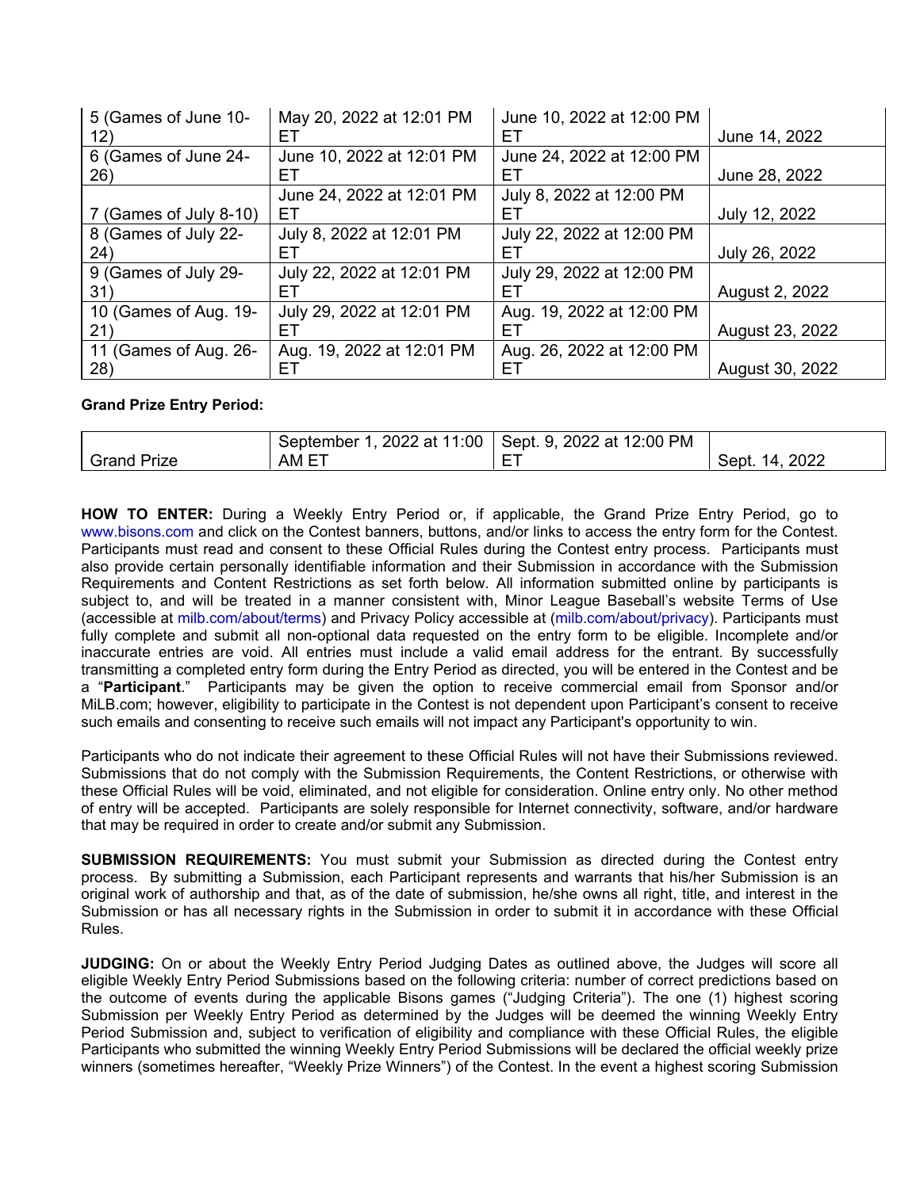| 5 (Games of June 10-12) | May 20, 2022 at 12:01 PM ET | June 10, 2022 at 12:00 PM ET | June 14, 2022 |
|---|---|---|---|
| 6 (Games of June 24-26) | June 10, 2022 at 12:01 PM ET | June 24, 2022 at 12:00 PM ET | June 28, 2022 |
| 7 (Games of July 8-10) | June 24, 2022 at 12:01 PM ET | July 8, 2022 at 12:00 PM ET | July 12, 2022 |
| 8 (Games of July 22-24) | July 8, 2022 at 12:01 PM ET | July 22, 2022 at 12:00 PM ET | July 26, 2022 |
| 9 (Games of July 29-31) | July 22, 2022 at 12:01 PM ET | July 29, 2022 at 12:00 PM ET | August 2, 2022 |
| 10 (Games of Aug. 19-21) | July 29, 2022 at 12:01 PM ET | Aug. 19, 2022 at 12:00 PM ET | August 23, 2022 |
| 11 (Games of Aug. 26-28) | Aug. 19, 2022 at 12:01 PM ET | Aug. 26, 2022 at 12:00 PM ET | August 30, 2022 |

**Grand Prize Entry Period:**

| Grand Prize | September 1, 2022 at 11:00 AM ET | Sept. 9, 2022 at 12:00 PM ET | Sept. 14, 2022 |
|---|---|---|---|

**HOW TO ENTER:** During a Weekly Entry Period or, if applicable, the Grand Prize Entry Period, go to www.bisons.com and click on the Contest banners, buttons, and/or links to access the entry form for the Contest. Participants must read and consent to these Official Rules during the Contest entry process. Participants must also provide certain personally identifiable information and their Submission in accordance with the Submission Requirements and Content Restrictions as set forth below. All information submitted online by participants is subject to, and will be treated in a manner consistent with, Minor League Baseball's website Terms of Use (accessible at milb.com/about/terms) and Privacy Policy accessible at (milb.com/about/privacy). Participants must fully complete and submit all non-optional data requested on the entry form to be eligible. Incomplete and/or inaccurate entries are void. All entries must include a valid email address for the entrant. By successfully transmitting a completed entry form during the Entry Period as directed, you will be entered in the Contest and be a "**Participant**." Participants may be given the option to receive commercial email from Sponsor and/or MiLB.com; however, eligibility to participate in the Contest is not dependent upon Participant's consent to receive such emails and consenting to receive such emails will not impact any Participant's opportunity to win.

Participants who do not indicate their agreement to these Official Rules will not have their Submissions reviewed. Submissions that do not comply with the Submission Requirements, the Content Restrictions, or otherwise with these Official Rules will be void, eliminated, and not eligible for consideration. Online entry only. No other method of entry will be accepted. Participants are solely responsible for Internet connectivity, software, and/or hardware that may be required in order to create and/or submit any Submission.

**SUBMISSION REQUIREMENTS:** You must submit your Submission as directed during the Contest entry process. By submitting a Submission, each Participant represents and warrants that his/her Submission is an original work of authorship and that, as of the date of submission, he/she owns all right, title, and interest in the Submission or has all necessary rights in the Submission in order to submit it in accordance with these Official Rules.

**JUDGING:** On or about the Weekly Entry Period Judging Dates as outlined above, the Judges will score all eligible Weekly Entry Period Submissions based on the following criteria: number of correct predictions based on the outcome of events during the applicable Bisons games ("Judging Criteria"). The one (1) highest scoring Submission per Weekly Entry Period as determined by the Judges will be deemed the winning Weekly Entry Period Submission and, subject to verification of eligibility and compliance with these Official Rules, the eligible Participants who submitted the winning Weekly Entry Period Submissions will be declared the official weekly prize winners (sometimes hereafter, "Weekly Prize Winners") of the Contest. In the event a highest scoring Submission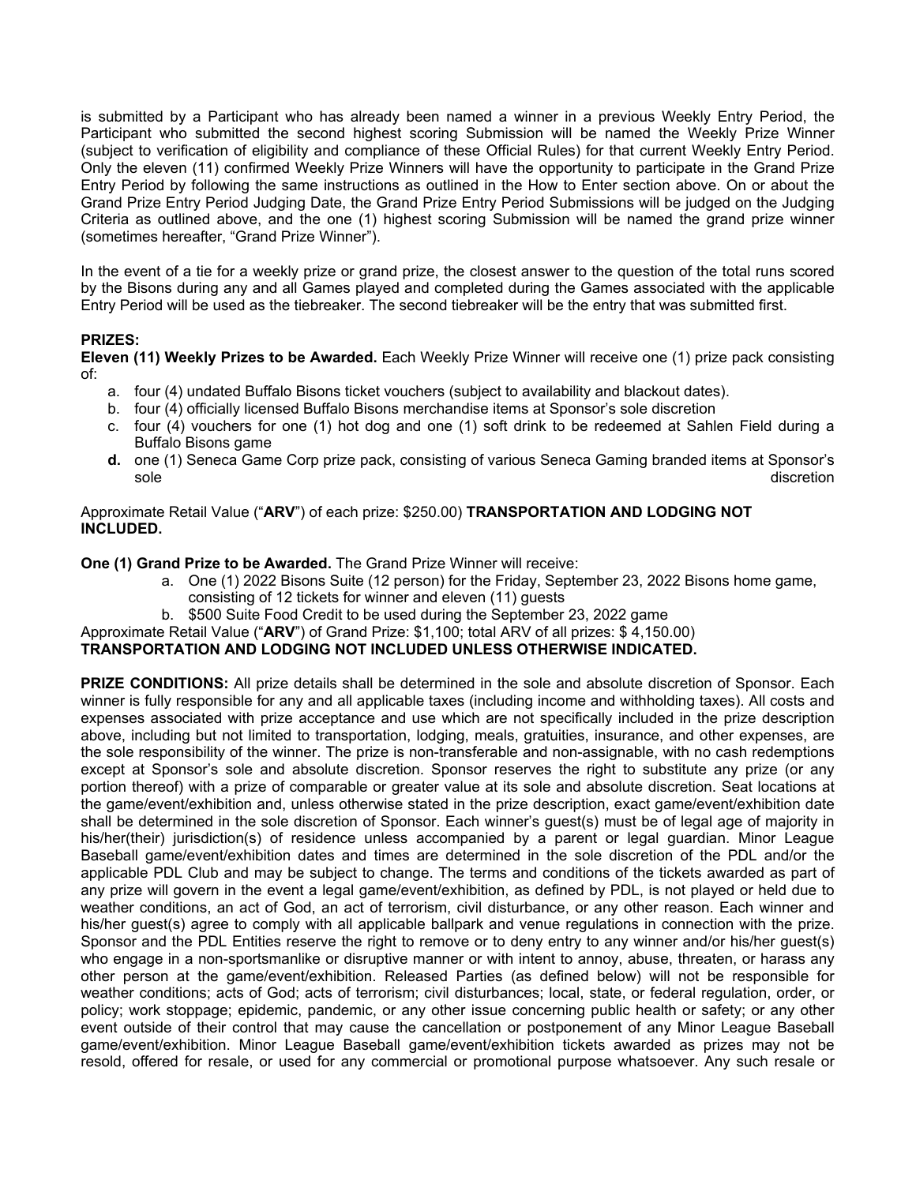is submitted by a Participant who has already been named a winner in a previous Weekly Entry Period, the Participant who submitted the second highest scoring Submission will be named the Weekly Prize Winner (subject to verification of eligibility and compliance of these Official Rules) for that current Weekly Entry Period. Only the eleven (11) confirmed Weekly Prize Winners will have the opportunity to participate in the Grand Prize Entry Period by following the same instructions as outlined in the How to Enter section above. On or about the Grand Prize Entry Period Judging Date, the Grand Prize Entry Period Submissions will be judged on the Judging Criteria as outlined above, and the one (1) highest scoring Submission will be named the grand prize winner (sometimes hereafter, "Grand Prize Winner").

In the event of a tie for a weekly prize or grand prize, the closest answer to the question of the total runs scored by the Bisons during any and all Games played and completed during the Games associated with the applicable Entry Period will be used as the tiebreaker. The second tiebreaker will be the entry that was submitted first.

**PRIZES:**

**Eleven (11) Weekly Prizes to be Awarded.** Each Weekly Prize Winner will receive one (1) prize pack consisting of:

a. four (4) undated Buffalo Bisons ticket vouchers (subject to availability and blackout dates).
b. four (4) officially licensed Buffalo Bisons merchandise items at Sponsor's sole discretion
c. four (4) vouchers for one (1) hot dog and one (1) soft drink to be redeemed at Sahlen Field during a Buffalo Bisons game
d. one (1) Seneca Game Corp prize pack, consisting of various Seneca Gaming branded items at Sponsor's sole discretion

Approximate Retail Value ("**ARV**") of each prize: $250.00) **TRANSPORTATION AND LODGING NOT INCLUDED.**

**One (1) Grand Prize to be Awarded.** The Grand Prize Winner will receive:

a. One (1) 2022 Bisons Suite (12 person) for the Friday, September 23, 2022 Bisons home game, consisting of 12 tickets for winner and eleven (11) guests
b. $500 Suite Food Credit to be used during the September 23, 2022 game

Approximate Retail Value ("**ARV**") of Grand Prize: $1,100; total ARV of all prizes: $ 4,150.00)
**TRANSPORTATION AND LODGING NOT INCLUDED UNLESS OTHERWISE INDICATED.**

**PRIZE CONDITIONS:** All prize details shall be determined in the sole and absolute discretion of Sponsor. Each winner is fully responsible for any and all applicable taxes (including income and withholding taxes). All costs and expenses associated with prize acceptance and use which are not specifically included in the prize description above, including but not limited to transportation, lodging, meals, gratuities, insurance, and other expenses, are the sole responsibility of the winner. The prize is non-transferable and non-assignable, with no cash redemptions except at Sponsor's sole and absolute discretion. Sponsor reserves the right to substitute any prize (or any portion thereof) with a prize of comparable or greater value at its sole and absolute discretion. Seat locations at the game/event/exhibition and, unless otherwise stated in the prize description, exact game/event/exhibition date shall be determined in the sole discretion of Sponsor. Each winner's guest(s) must be of legal age of majority in his/her(their) jurisdiction(s) of residence unless accompanied by a parent or legal guardian. Minor League Baseball game/event/exhibition dates and times are determined in the sole discretion of the PDL and/or the applicable PDL Club and may be subject to change. The terms and conditions of the tickets awarded as part of any prize will govern in the event a legal game/event/exhibition, as defined by PDL, is not played or held due to weather conditions, an act of God, an act of terrorism, civil disturbance, or any other reason. Each winner and his/her guest(s) agree to comply with all applicable ballpark and venue regulations in connection with the prize. Sponsor and the PDL Entities reserve the right to remove or to deny entry to any winner and/or his/her guest(s) who engage in a non-sportsmanlike or disruptive manner or with intent to annoy, abuse, threaten, or harass any other person at the game/event/exhibition. Released Parties (as defined below) will not be responsible for weather conditions; acts of God; acts of terrorism; civil disturbances; local, state, or federal regulation, order, or policy; work stoppage; epidemic, pandemic, or any other issue concerning public health or safety; or any other event outside of their control that may cause the cancellation or postponement of any Minor League Baseball game/event/exhibition. Minor League Baseball game/event/exhibition tickets awarded as prizes may not be resold, offered for resale, or used for any commercial or promotional purpose whatsoever. Any such resale or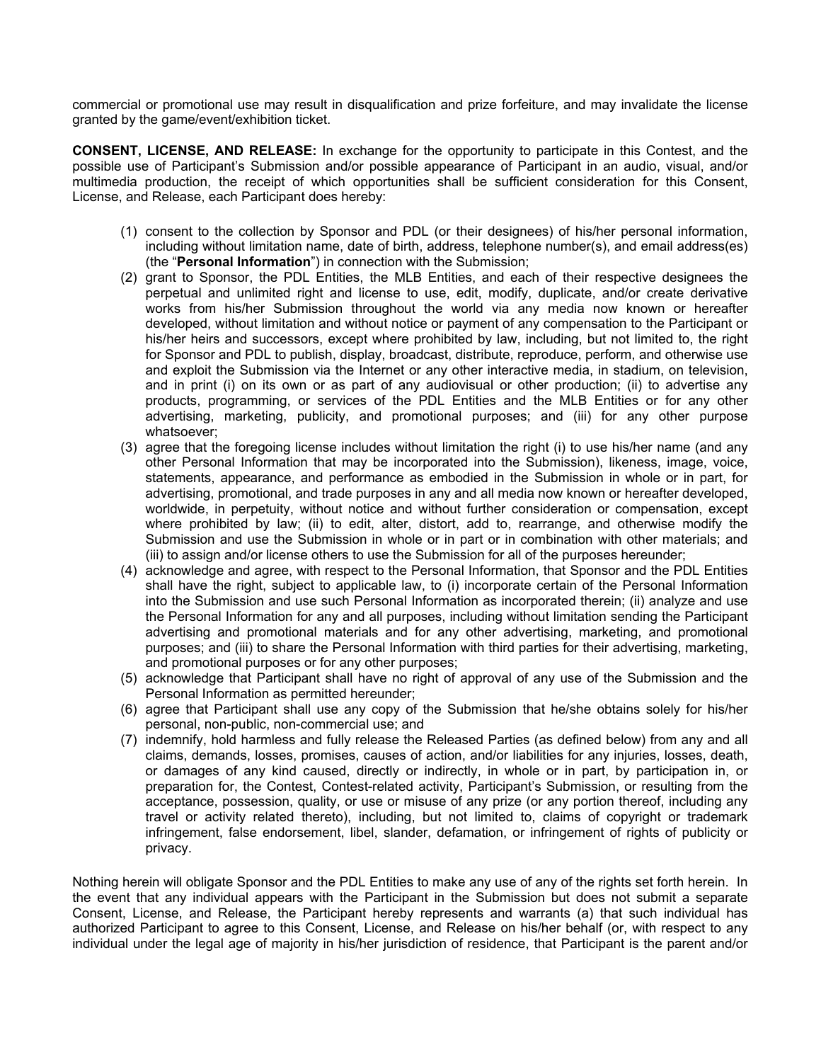commercial or promotional use may result in disqualification and prize forfeiture, and may invalidate the license granted by the game/event/exhibition ticket.

**CONSENT, LICENSE, AND RELEASE:** In exchange for the opportunity to participate in this Contest, and the possible use of Participant's Submission and/or possible appearance of Participant in an audio, visual, and/or multimedia production, the receipt of which opportunities shall be sufficient consideration for this Consent, License, and Release, each Participant does hereby:

(1) consent to the collection by Sponsor and PDL (or their designees) of his/her personal information, including without limitation name, date of birth, address, telephone number(s), and email address(es) (the "**Personal Information**") in connection with the Submission;

(2) grant to Sponsor, the PDL Entities, the MLB Entities, and each of their respective designees the perpetual and unlimited right and license to use, edit, modify, duplicate, and/or create derivative works from his/her Submission throughout the world via any media now known or hereafter developed, without limitation and without notice or payment of any compensation to the Participant or his/her heirs and successors, except where prohibited by law, including, but not limited to, the right for Sponsor and PDL to publish, display, broadcast, distribute, reproduce, perform, and otherwise use and exploit the Submission via the Internet or any other interactive media, in stadium, on television, and in print (i) on its own or as part of any audiovisual or other production; (ii) to advertise any products, programming, or services of the PDL Entities and the MLB Entities or for any other advertising, marketing, publicity, and promotional purposes; and (iii) for any other purpose whatsoever;

(3) agree that the foregoing license includes without limitation the right (i) to use his/her name (and any other Personal Information that may be incorporated into the Submission), likeness, image, voice, statements, appearance, and performance as embodied in the Submission in whole or in part, for advertising, promotional, and trade purposes in any and all media now known or hereafter developed, worldwide, in perpetuity, without notice and without further consideration or compensation, except where prohibited by law; (ii) to edit, alter, distort, add to, rearrange, and otherwise modify the Submission and use the Submission in whole or in part or in combination with other materials; and (iii) to assign and/or license others to use the Submission for all of the purposes hereunder;

(4) acknowledge and agree, with respect to the Personal Information, that Sponsor and the PDL Entities shall have the right, subject to applicable law, to (i) incorporate certain of the Personal Information into the Submission and use such Personal Information as incorporated therein; (ii) analyze and use the Personal Information for any and all purposes, including without limitation sending the Participant advertising and promotional materials and for any other advertising, marketing, and promotional purposes; and (iii) to share the Personal Information with third parties for their advertising, marketing, and promotional purposes or for any other purposes;

(5) acknowledge that Participant shall have no right of approval of any use of the Submission and the Personal Information as permitted hereunder;

(6) agree that Participant shall use any copy of the Submission that he/she obtains solely for his/her personal, non-public, non-commercial use; and

(7) indemnify, hold harmless and fully release the Released Parties (as defined below) from any and all claims, demands, losses, promises, causes of action, and/or liabilities for any injuries, losses, death, or damages of any kind caused, directly or indirectly, in whole or in part, by participation in, or preparation for, the Contest, Contest-related activity, Participant's Submission, or resulting from the acceptance, possession, quality, or use or misuse of any prize (or any portion thereof, including any travel or activity related thereto), including, but not limited to, claims of copyright or trademark infringement, false endorsement, libel, slander, defamation, or infringement of rights of publicity or privacy.

Nothing herein will obligate Sponsor and the PDL Entities to make any use of any of the rights set forth herein. In the event that any individual appears with the Participant in the Submission but does not submit a separate Consent, License, and Release, the Participant hereby represents and warrants (a) that such individual has authorized Participant to agree to this Consent, License, and Release on his/her behalf (or, with respect to any individual under the legal age of majority in his/her jurisdiction of residence, that Participant is the parent and/or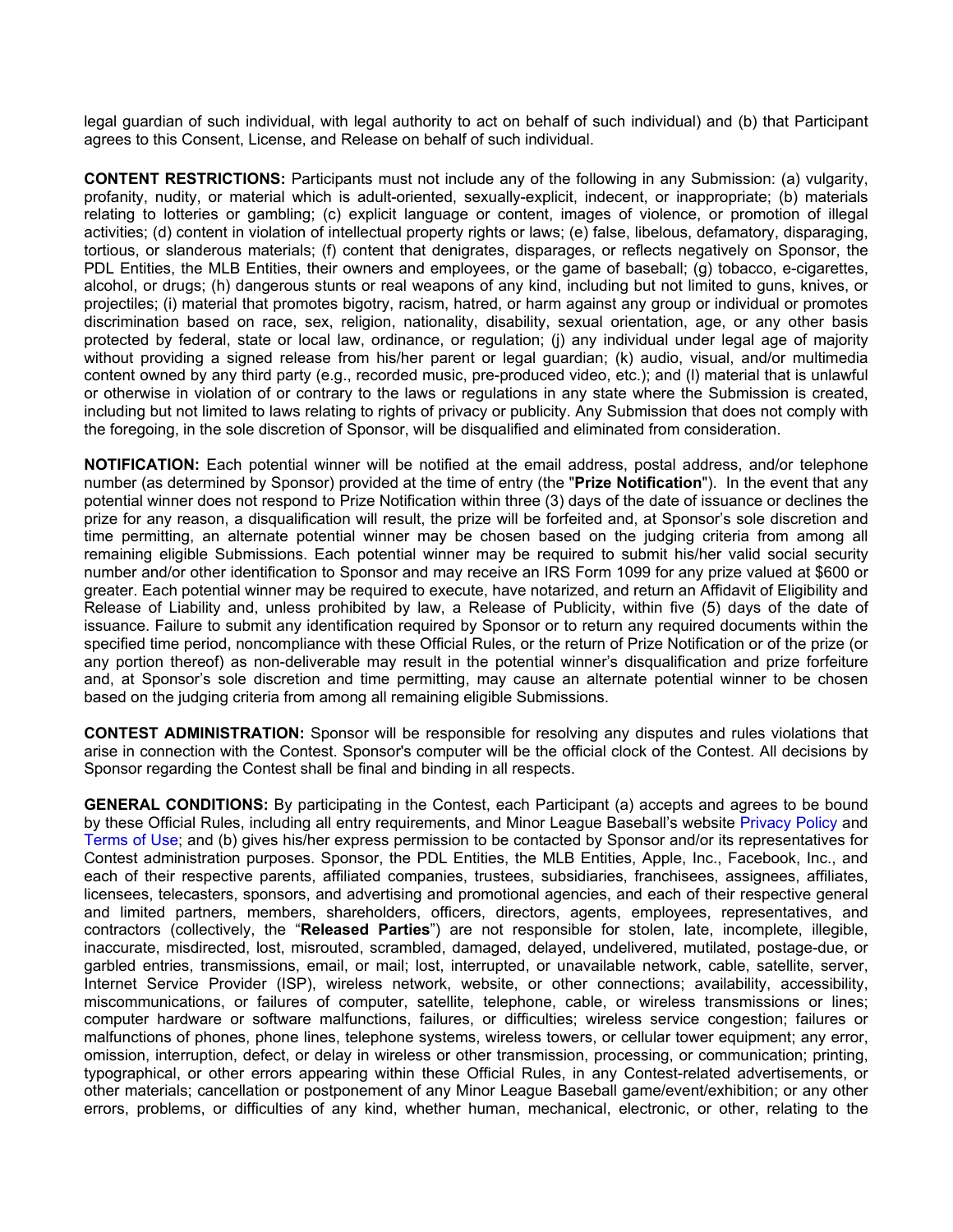legal guardian of such individual, with legal authority to act on behalf of such individual) and (b) that Participant agrees to this Consent, License, and Release on behalf of such individual.

**CONTENT RESTRICTIONS:** Participants must not include any of the following in any Submission: (a) vulgarity, profanity, nudity, or material which is adult-oriented, sexually-explicit, indecent, or inappropriate; (b) materials relating to lotteries or gambling; (c) explicit language or content, images of violence, or promotion of illegal activities; (d) content in violation of intellectual property rights or laws; (e) false, libelous, defamatory, disparaging, tortious, or slanderous materials; (f) content that denigrates, disparages, or reflects negatively on Sponsor, the PDL Entities, the MLB Entities, their owners and employees, or the game of baseball; (g) tobacco, e-cigarettes, alcohol, or drugs; (h) dangerous stunts or real weapons of any kind, including but not limited to guns, knives, or projectiles; (i) material that promotes bigotry, racism, hatred, or harm against any group or individual or promotes discrimination based on race, sex, religion, nationality, disability, sexual orientation, age, or any other basis protected by federal, state or local law, ordinance, or regulation; (j) any individual under legal age of majority without providing a signed release from his/her parent or legal guardian; (k) audio, visual, and/or multimedia content owned by any third party (e.g., recorded music, pre-produced video, etc.); and (l) material that is unlawful or otherwise in violation of or contrary to the laws or regulations in any state where the Submission is created, including but not limited to laws relating to rights of privacy or publicity. Any Submission that does not comply with the foregoing, in the sole discretion of Sponsor, will be disqualified and eliminated from consideration.

**NOTIFICATION:** Each potential winner will be notified at the email address, postal address, and/or telephone number (as determined by Sponsor) provided at the time of entry (the "**Prize Notification**"). In the event that any potential winner does not respond to Prize Notification within three (3) days of the date of issuance or declines the prize for any reason, a disqualification will result, the prize will be forfeited and, at Sponsor's sole discretion and time permitting, an alternate potential winner may be chosen based on the judging criteria from among all remaining eligible Submissions. Each potential winner may be required to submit his/her valid social security number and/or other identification to Sponsor and may receive an IRS Form 1099 for any prize valued at $600 or greater. Each potential winner may be required to execute, have notarized, and return an Affidavit of Eligibility and Release of Liability and, unless prohibited by law, a Release of Publicity, within five (5) days of the date of issuance. Failure to submit any identification required by Sponsor or to return any required documents within the specified time period, noncompliance with these Official Rules, or the return of Prize Notification or of the prize (or any portion thereof) as non-deliverable may result in the potential winner's disqualification and prize forfeiture and, at Sponsor's sole discretion and time permitting, may cause an alternate potential winner to be chosen based on the judging criteria from among all remaining eligible Submissions.

**CONTEST ADMINISTRATION:** Sponsor will be responsible for resolving any disputes and rules violations that arise in connection with the Contest. Sponsor's computer will be the official clock of the Contest. All decisions by Sponsor regarding the Contest shall be final and binding in all respects.

**GENERAL CONDITIONS:** By participating in the Contest, each Participant (a) accepts and agrees to be bound by these Official Rules, including all entry requirements, and Minor League Baseball's website Privacy Policy and Terms of Use; and (b) gives his/her express permission to be contacted by Sponsor and/or its representatives for Contest administration purposes. Sponsor, the PDL Entities, the MLB Entities, Apple, Inc., Facebook, Inc., and each of their respective parents, affiliated companies, trustees, subsidiaries, franchisees, assignees, affiliates, licensees, telecasters, sponsors, and advertising and promotional agencies, and each of their respective general and limited partners, members, shareholders, officers, directors, agents, employees, representatives, and contractors (collectively, the "**Released Parties**") are not responsible for stolen, late, incomplete, illegible, inaccurate, misdirected, lost, misrouted, scrambled, damaged, delayed, undelivered, mutilated, postage-due, or garbled entries, transmissions, email, or mail; lost, interrupted, or unavailable network, cable, satellite, server, Internet Service Provider (ISP), wireless network, website, or other connections; availability, accessibility, miscommunications, or failures of computer, satellite, telephone, cable, or wireless transmissions or lines; computer hardware or software malfunctions, failures, or difficulties; wireless service congestion; failures or malfunctions of phones, phone lines, telephone systems, wireless towers, or cellular tower equipment; any error, omission, interruption, defect, or delay in wireless or other transmission, processing, or communication; printing, typographical, or other errors appearing within these Official Rules, in any Contest-related advertisements, or other materials; cancellation or postponement of any Minor League Baseball game/event/exhibition; or any other errors, problems, or difficulties of any kind, whether human, mechanical, electronic, or other, relating to the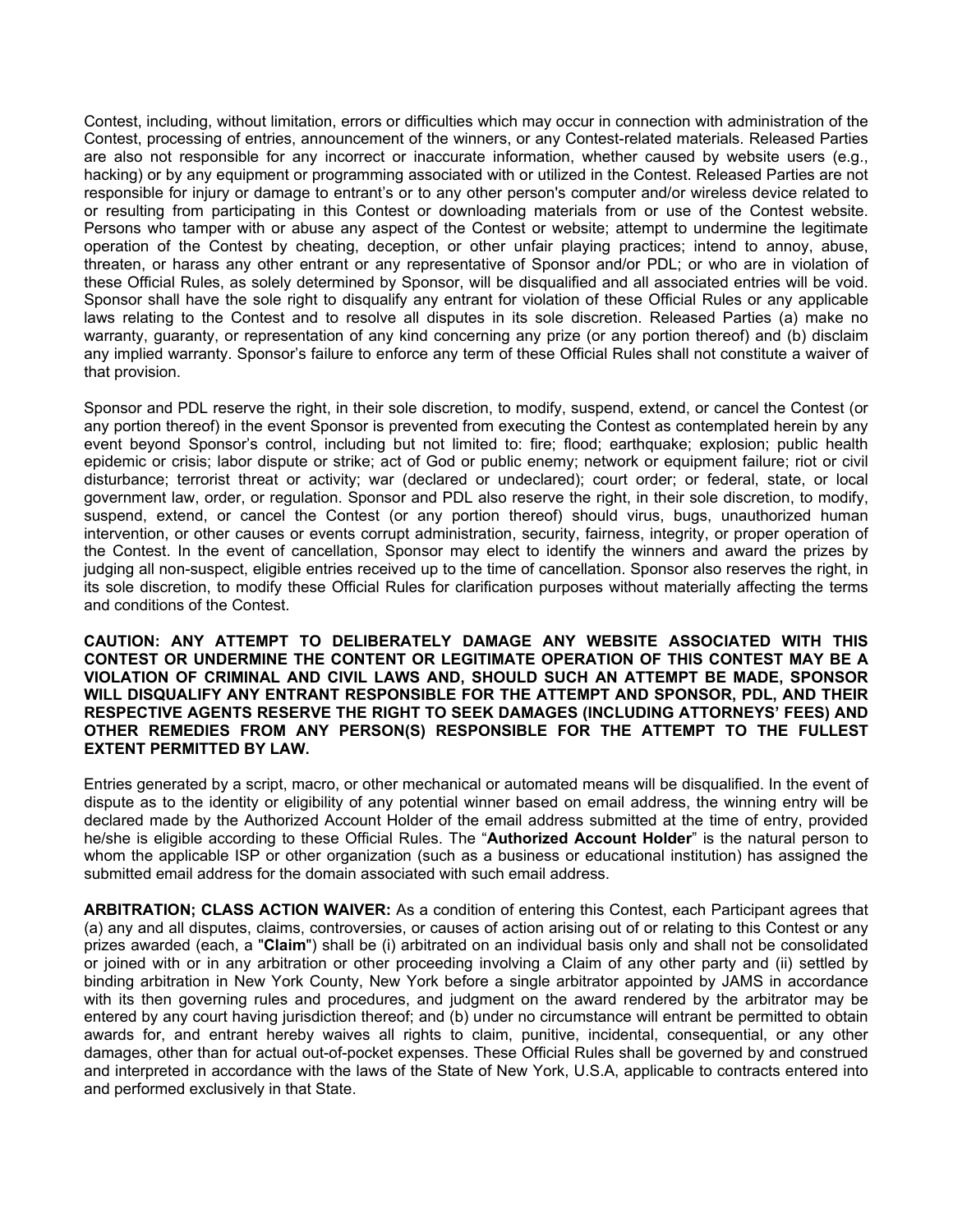Contest, including, without limitation, errors or difficulties which may occur in connection with administration of the Contest, processing of entries, announcement of the winners, or any Contest-related materials. Released Parties are also not responsible for any incorrect or inaccurate information, whether caused by website users (e.g., hacking) or by any equipment or programming associated with or utilized in the Contest. Released Parties are not responsible for injury or damage to entrant's or to any other person's computer and/or wireless device related to or resulting from participating in this Contest or downloading materials from or use of the Contest website. Persons who tamper with or abuse any aspect of the Contest or website; attempt to undermine the legitimate operation of the Contest by cheating, deception, or other unfair playing practices; intend to annoy, abuse, threaten, or harass any other entrant or any representative of Sponsor and/or PDL; or who are in violation of these Official Rules, as solely determined by Sponsor, will be disqualified and all associated entries will be void. Sponsor shall have the sole right to disqualify any entrant for violation of these Official Rules or any applicable laws relating to the Contest and to resolve all disputes in its sole discretion. Released Parties (a) make no warranty, guaranty, or representation of any kind concerning any prize (or any portion thereof) and (b) disclaim any implied warranty. Sponsor's failure to enforce any term of these Official Rules shall not constitute a waiver of that provision.

Sponsor and PDL reserve the right, in their sole discretion, to modify, suspend, extend, or cancel the Contest (or any portion thereof) in the event Sponsor is prevented from executing the Contest as contemplated herein by any event beyond Sponsor's control, including but not limited to: fire; flood; earthquake; explosion; public health epidemic or crisis; labor dispute or strike; act of God or public enemy; network or equipment failure; riot or civil disturbance; terrorist threat or activity; war (declared or undeclared); court order; or federal, state, or local government law, order, or regulation. Sponsor and PDL also reserve the right, in their sole discretion, to modify, suspend, extend, or cancel the Contest (or any portion thereof) should virus, bugs, unauthorized human intervention, or other causes or events corrupt administration, security, fairness, integrity, or proper operation of the Contest. In the event of cancellation, Sponsor may elect to identify the winners and award the prizes by judging all non-suspect, eligible entries received up to the time of cancellation. Sponsor also reserves the right, in its sole discretion, to modify these Official Rules for clarification purposes without materially affecting the terms and conditions of the Contest.

**CAUTION: ANY ATTEMPT TO DELIBERATELY DAMAGE ANY WEBSITE ASSOCIATED WITH THIS CONTEST OR UNDERMINE THE CONTENT OR LEGITIMATE OPERATION OF THIS CONTEST MAY BE A VIOLATION OF CRIMINAL AND CIVIL LAWS AND, SHOULD SUCH AN ATTEMPT BE MADE, SPONSOR WILL DISQUALIFY ANY ENTRANT RESPONSIBLE FOR THE ATTEMPT AND SPONSOR, PDL, AND THEIR RESPECTIVE AGENTS RESERVE THE RIGHT TO SEEK DAMAGES (INCLUDING ATTORNEYS' FEES) AND OTHER REMEDIES FROM ANY PERSON(S) RESPONSIBLE FOR THE ATTEMPT TO THE FULLEST EXTENT PERMITTED BY LAW.**

Entries generated by a script, macro, or other mechanical or automated means will be disqualified. In the event of dispute as to the identity or eligibility of any potential winner based on email address, the winning entry will be declared made by the Authorized Account Holder of the email address submitted at the time of entry, provided he/she is eligible according to these Official Rules. The "**Authorized Account Holder**" is the natural person to whom the applicable ISP or other organization (such as a business or educational institution) has assigned the submitted email address for the domain associated with such email address.

**ARBITRATION; CLASS ACTION WAIVER:** As a condition of entering this Contest, each Participant agrees that (a) any and all disputes, claims, controversies, or causes of action arising out of or relating to this Contest or any prizes awarded (each, a "**Claim**") shall be (i) arbitrated on an individual basis only and shall not be consolidated or joined with or in any arbitration or other proceeding involving a Claim of any other party and (ii) settled by binding arbitration in New York County, New York before a single arbitrator appointed by JAMS in accordance with its then governing rules and procedures, and judgment on the award rendered by the arbitrator may be entered by any court having jurisdiction thereof; and (b) under no circumstance will entrant be permitted to obtain awards for, and entrant hereby waives all rights to claim, punitive, incidental, consequential, or any other damages, other than for actual out-of-pocket expenses. These Official Rules shall be governed by and construed and interpreted in accordance with the laws of the State of New York, U.S.A, applicable to contracts entered into and performed exclusively in that State.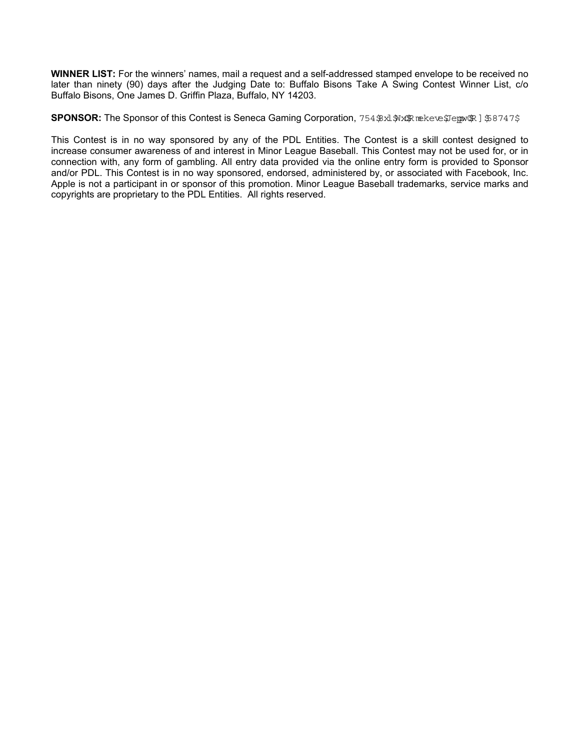**WINNER LIST:** For the winners' names, mail a request and a self-addressed stamped envelope to be received no later than ninety (90) days after the Judging Date to: Buffalo Bisons Take A Swing Contest Winner List, c/o Buffalo Bisons, One James D. Griffin Plaza, Buffalo, NY 14203.

**SPONSOR:** The Sponsor of this Contest is Seneca Gaming Corporation, 754$8xl$WxG$Rmekeve$Jeppw$R]$58747$

This Contest is in no way sponsored by any of the PDL Entities. The Contest is a skill contest designed to increase consumer awareness of and interest in Minor League Baseball. This Contest may not be used for, or in connection with, any form of gambling. All entry data provided via the online entry form is provided to Sponsor and/or PDL. This Contest is in no way sponsored, endorsed, administered by, or associated with Facebook, Inc. Apple is not a participant in or sponsor of this promotion. Minor League Baseball trademarks, service marks and copyrights are proprietary to the PDL Entities. All rights reserved.